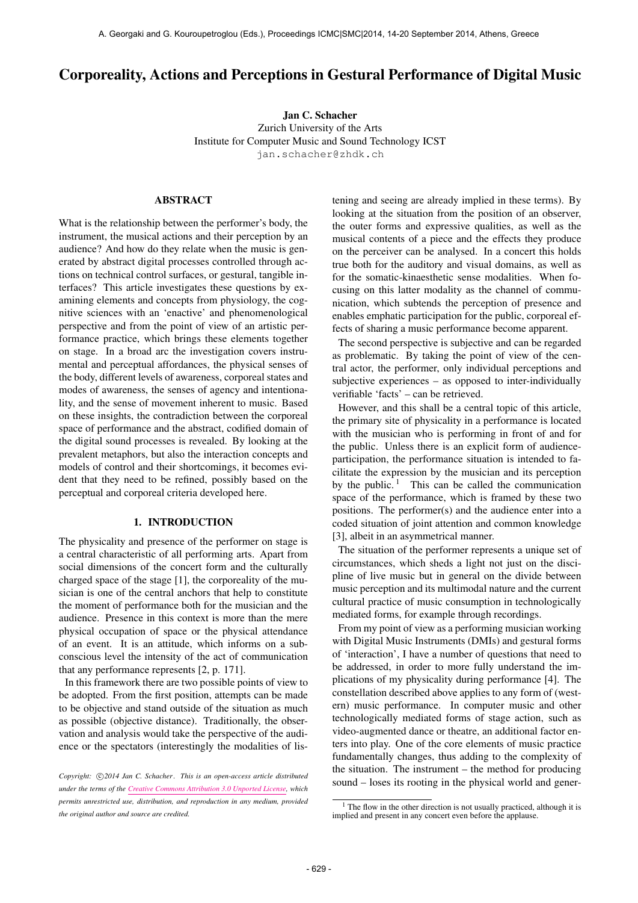# Corporeality, Actions and Perceptions in Gestural Performance of Digital Music

**Jan C. Schacher**
Zurich University of the Arts
Institute for Computer Music and Sound Technology ICST
jan.schacher@zhdk.ch

## ABSTRACT

What is the relationship between the performer's body, the instrument, the musical actions and their perception by an audience? And how do they relate when the music is generated by abstract digital processes controlled through actions on technical control surfaces, or gestural, tangible interfaces? This article investigates these questions by examining elements and concepts from physiology, the cognitive sciences with an 'enactive' and phenomenological perspective and from the point of view of an artistic performance practice, which brings these elements together on stage. In a broad arc the investigation covers instrumental and perceptual affordances, the physical senses of the body, different levels of awareness, corporeal states and modes of awareness, the senses of agency and intentionality, and the sense of movement inherent to music. Based on these insights, the contradiction between the corporeal space of performance and the abstract, codified domain of the digital sound processes is revealed. By looking at the prevalent metaphors, but also the interaction concepts and models of control and their shortcomings, it becomes evident that they need to be refined, possibly based on the perceptual and corporeal criteria developed here.

## 1. INTRODUCTION

The physicality and presence of the performer on stage is a central characteristic of all performing arts. Apart from social dimensions of the concert form and the culturally charged space of the stage [1], the corporeality of the musician is one of the central anchors that help to constitute the moment of performance both for the musician and the audience. Presence in this context is more than the mere physical occupation of space or the physical attendance of an event. It is an attitude, which informs on a subconscious level the intensity of the act of communication that any performance represents [2, p. 171].

In this framework there are two possible points of view to be adopted. From the first position, attempts can be made to be objective and stand outside of the situation as much as possible (objective distance). Traditionally, the observation and analysis would take the perspective of the audience or the spectators (interestingly the modalities of listening and seeing are already implied in these terms). By looking at the situation from the position of an observer, the outer forms and expressive qualities, as well as the musical contents of a piece and the effects they produce on the perceiver can be analysed. In a concert this holds true both for the auditory and visual domains, as well as for the somatic-kinaesthetic sense modalities. When focusing on this latter modality as the channel of communication, which subtends the perception of presence and enables emphatic participation for the public, corporeal effects of sharing a music performance become apparent.

The second perspective is subjective and can be regarded as problematic. By taking the point of view of the central actor, the performer, only individual perceptions and subjective experiences – as opposed to inter-individually verifiable 'facts' – can be retrieved.

However, and this shall be a central topic of this article, the primary site of physicality in a performance is located with the musician who is performing in front of and for the public. Unless there is an explicit form of audience-participation, the performance situation is intended to facilitate the expression by the musician and its perception by the public. [1] This can be called the communication space of the performance, which is framed by these two positions. The performer(s) and the audience enter into a coded situation of joint attention and common knowledge [3], albeit in an asymmetrical manner.

The situation of the performer represents a unique set of circumstances, which sheds a light not just on the discipline of live music but in general on the divide between music perception and its multimodal nature and the current cultural practice of music consumption in technologically mediated forms, for example through recordings.

From my point of view as a performing musician working with Digital Music Instruments (DMIs) and gestural forms of 'interaction', I have a number of questions that need to be addressed, in order to more fully understand the implications of my physicality during performance [4]. The constellation described above applies to any form of (western) music performance. In computer music and other technologically mediated forms of stage action, such as video-augmented dance or theatre, an additional factor enters into play. One of the core elements of music practice fundamentally changes, thus adding to the complexity of the situation. The instrument – the method for producing sound – loses its rooting in the physical world and gener-

[1] The flow in the other direction is not usually practiced, although it is implied and present in any concert even before the applause.

*Copyright: ©2014 Jan C. Schacher. This is an open-access article distributed under the terms of the Creative Commons Attribution 3.0 Unported License, which permits unrestricted use, distribution, and reproduction in any medium, provided the original author and source are credited.*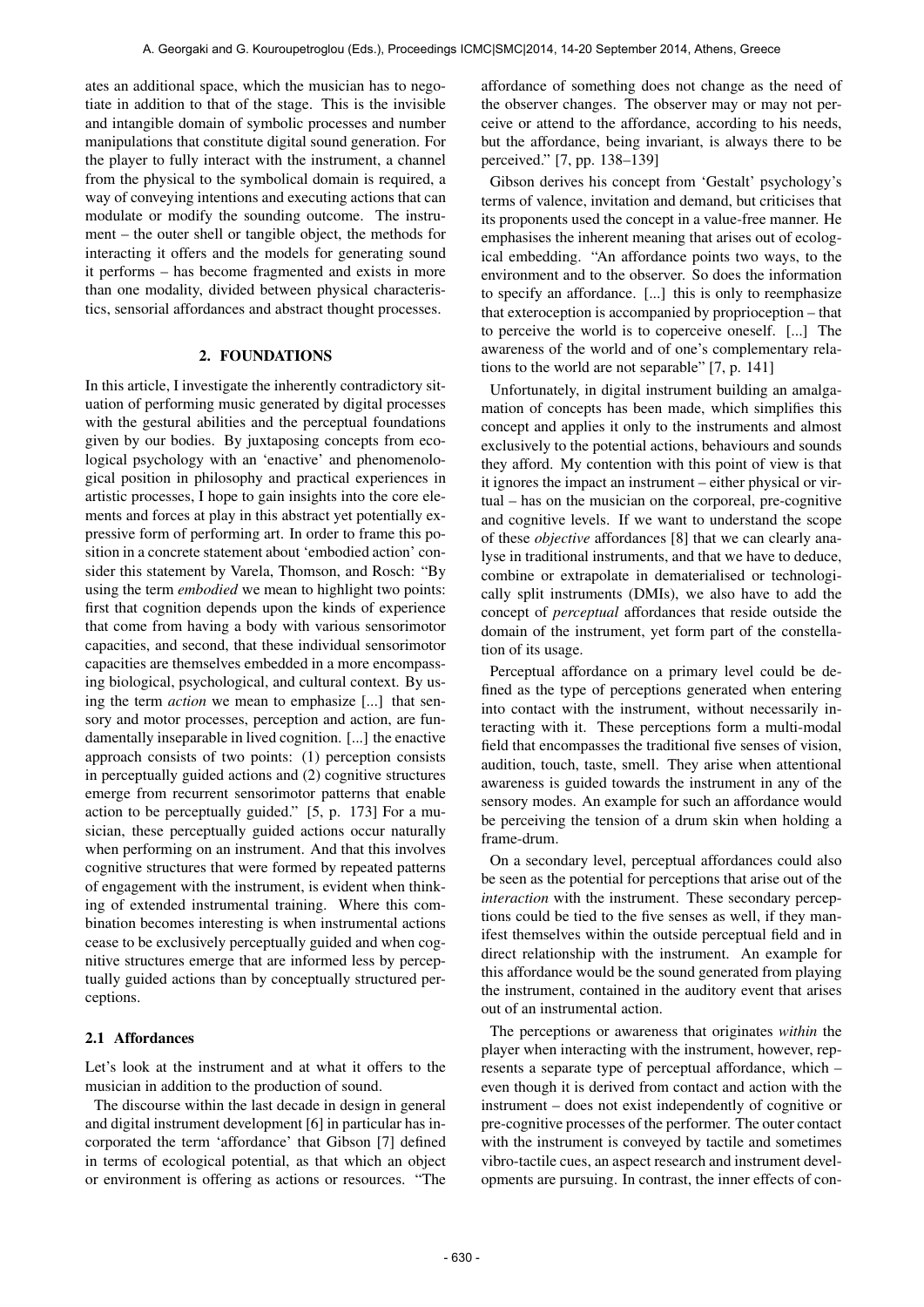ates an additional space, which the musician has to negotiate in addition to that of the stage. This is the invisible and intangible domain of symbolic processes and number manipulations that constitute digital sound generation. For the player to fully interact with the instrument, a channel from the physical to the symbolical domain is required, a way of conveying intentions and executing actions that can modulate or modify the sounding outcome. The instrument – the outer shell or tangible object, the methods for interacting it offers and the models for generating sound it performs – has become fragmented and exists in more than one modality, divided between physical characteristics, sensorial affordances and abstract thought processes.

## 2. FOUNDATIONS

In this article, I investigate the inherently contradictory situation of performing music generated by digital processes with the gestural abilities and the perceptual foundations given by our bodies. By juxtaposing concepts from ecological psychology with an 'enactive' and phenomenological position in philosophy and practical experiences in artistic processes, I hope to gain insights into the core elements and forces at play in this abstract yet potentially expressive form of performing art. In order to frame this position in a concrete statement about 'embodied action' consider this statement by Varela, Thomson, and Rosch: "By using the term *embodied* we mean to highlight two points: first that cognition depends upon the kinds of experience that come from having a body with various sensorimotor capacities, and second, that these individual sensorimotor capacities are themselves embedded in a more encompassing biological, psychological, and cultural context. By using the term *action* we mean to emphasize [...] that sensory and motor processes, perception and action, are fundamentally inseparable in lived cognition. [...] the enactive approach consists of two points: (1) perception consists in perceptually guided actions and (2) cognitive structures emerge from recurrent sensorimotor patterns that enable action to be perceptually guided." [5, p. 173] For a musician, these perceptually guided actions occur naturally when performing on an instrument. And that this involves cognitive structures that were formed by repeated patterns of engagement with the instrument, is evident when thinking of extended instrumental training. Where this combination becomes interesting is when instrumental actions cease to be exclusively perceptually guided and when cognitive structures emerge that are informed less by perceptually guided actions than by conceptually structured perceptions.

### 2.1 Affordances

Let's look at the instrument and at what it offers to the musician in addition to the production of sound.

The discourse within the last decade in design in general and digital instrument development [6] in particular has incorporated the term 'affordance' that Gibson [7] defined in terms of ecological potential, as that which an object or environment is offering as actions or resources. "The affordance of something does not change as the need of the observer changes. The observer may or may not perceive or attend to the affordance, according to his needs, but the affordance, being invariant, is always there to be perceived." [7, pp. 138–139]

Gibson derives his concept from 'Gestalt' psychology's terms of valence, invitation and demand, but criticises that its proponents used the concept in a value-free manner. He emphasises the inherent meaning that arises out of ecological embedding. "An affordance points two ways, to the environment and to the observer. So does the information to specify an affordance. [...] this is only to reemphasize that exteroception is accompanied by proprioception – that to perceive the world is to coperceive oneself. [...] The awareness of the world and of one's complementary relations to the world are not separable" [7, p. 141]

Unfortunately, in digital instrument building an amalgamation of concepts has been made, which simplifies this concept and applies it only to the instruments and almost exclusively to the potential actions, behaviours and sounds they afford. My contention with this point of view is that it ignores the impact an instrument – either physical or virtual – has on the musician on the corporeal, pre-cognitive and cognitive levels. If we want to understand the scope of these *objective* affordances [8] that we can clearly analyse in traditional instruments, and that we have to deduce, combine or extrapolate in dematerialised or technologically split instruments (DMIs), we also have to add the concept of *perceptual* affordances that reside outside the domain of the instrument, yet form part of the constellation of its usage.

Perceptual affordance on a primary level could be defined as the type of perceptions generated when entering into contact with the instrument, without necessarily interacting with it. These perceptions form a multi-modal field that encompasses the traditional five senses of vision, audition, touch, taste, smell. They arise when attentional awareness is guided towards the instrument in any of the sensory modes. An example for such an affordance would be perceiving the tension of a drum skin when holding a frame-drum.

On a secondary level, perceptual affordances could also be seen as the potential for perceptions that arise out of the *interaction* with the instrument. These secondary perceptions could be tied to the five senses as well, if they manifest themselves within the outside perceptual field and in direct relationship with the instrument. An example for this affordance would be the sound generated from playing the instrument, contained in the auditory event that arises out of an instrumental action.

The perceptions or awareness that originates *within* the player when interacting with the instrument, however, represents a separate type of perceptual affordance, which – even though it is derived from contact and action with the instrument – does not exist independently of cognitive or pre-cognitive processes of the performer. The outer contact with the instrument is conveyed by tactile and sometimes vibro-tactile cues, an aspect research and instrument developments are pursuing. In contrast, the inner effects of con-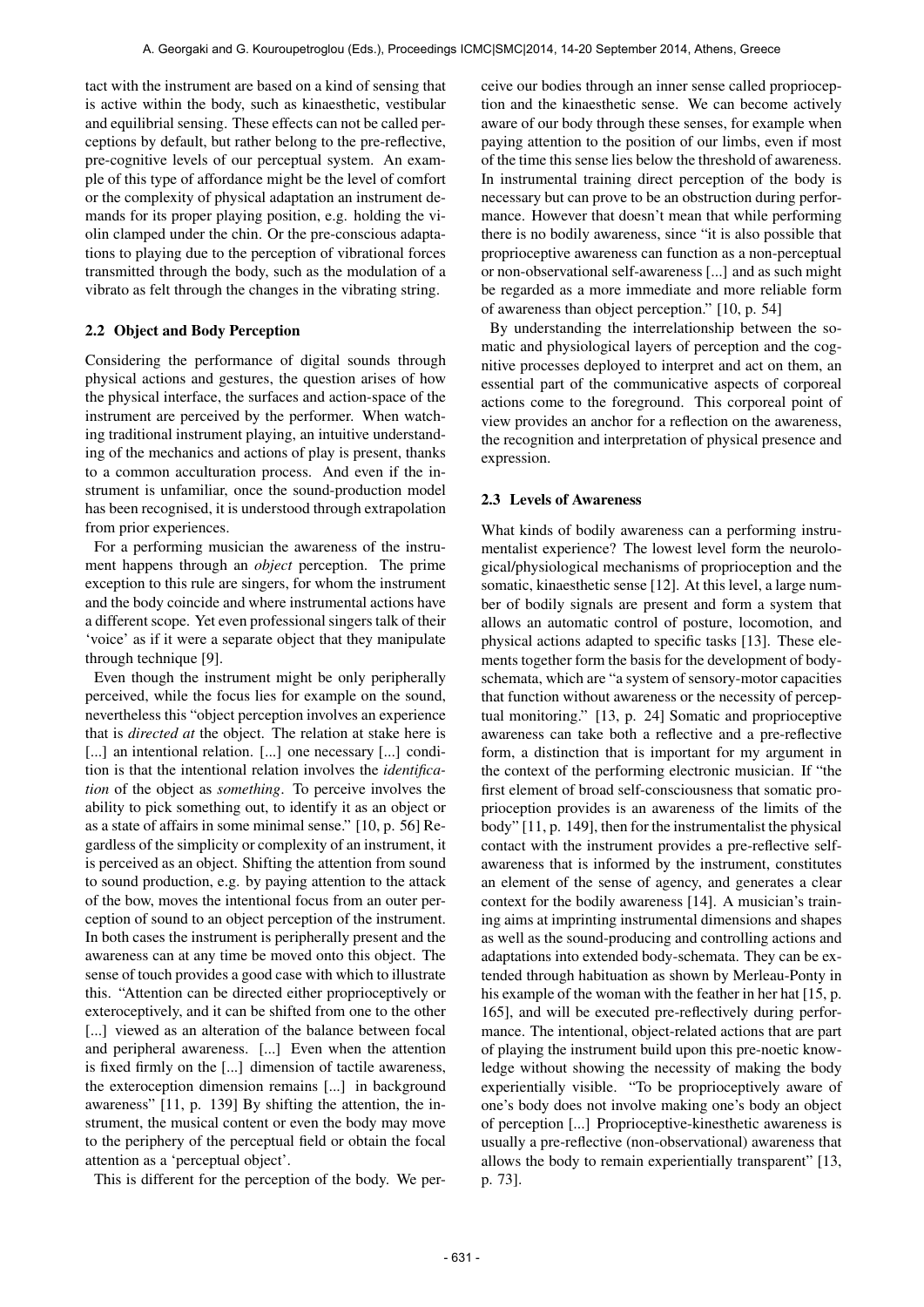tact with the instrument are based on a kind of sensing that is active within the body, such as kinaesthetic, vestibular and equilibrial sensing. These effects can not be called perceptions by default, but rather belong to the pre-reflective, pre-cognitive levels of our perceptual system. An example of this type of affordance might be the level of comfort or the complexity of physical adaptation an instrument demands for its proper playing position, e.g. holding the violin clamped under the chin. Or the pre-conscious adaptations to playing due to the perception of vibrational forces transmitted through the body, such as the modulation of a vibrato as felt through the changes in the vibrating string.

### 2.2 Object and Body Perception

Considering the performance of digital sounds through physical actions and gestures, the question arises of how the physical interface, the surfaces and action-space of the instrument are perceived by the performer. When watching traditional instrument playing, an intuitive understanding of the mechanics and actions of play is present, thanks to a common acculturation process. And even if the instrument is unfamiliar, once the sound-production model has been recognised, it is understood through extrapolation from prior experiences.

For a performing musician the awareness of the instrument happens through an *object* perception. The prime exception to this rule are singers, for whom the instrument and the body coincide and where instrumental actions have a different scope. Yet even professional singers talk of their 'voice' as if it were a separate object that they manipulate through technique [9].

Even though the instrument might be only peripherally perceived, while the focus lies for example on the sound, nevertheless this "object perception involves an experience that is *directed at* the object. The relation at stake here is [...] an intentional relation. [...] one necessary [...] condition is that the intentional relation involves the *identification* of the object as *something*. To perceive involves the ability to pick something out, to identify it as an object or as a state of affairs in some minimal sense." [10, p. 56] Regardless of the simplicity or complexity of an instrument, it is perceived as an object. Shifting the attention from sound to sound production, e.g. by paying attention to the attack of the bow, moves the intentional focus from an outer perception of sound to an object perception of the instrument. In both cases the instrument is peripherally present and the awareness can at any time be moved onto this object. The sense of touch provides a good case with which to illustrate this. "Attention can be directed either proprioceptively or exteroceptively, and it can be shifted from one to the other [...] viewed as an alteration of the balance between focal and peripheral awareness. [...] Even when the attention is fixed firmly on the [...] dimension of tactile awareness, the exteroception dimension remains [...] in background awareness" [11, p. 139] By shifting the attention, the instrument, the musical content or even the body may move to the periphery of the perceptual field or obtain the focal attention as a 'perceptual object'.

This is different for the perception of the body. We perceive our bodies through an inner sense called proprioception and the kinaesthetic sense. We can become actively aware of our body through these senses, for example when paying attention to the position of our limbs, even if most of the time this sense lies below the threshold of awareness. In instrumental training direct perception of the body is necessary but can prove to be an obstruction during performance. However that doesn't mean that while performing there is no bodily awareness, since "it is also possible that proprioceptive awareness can function as a non-perceptual or non-observational self-awareness [...] and as such might be regarded as a more immediate and more reliable form of awareness than object perception." [10, p. 54]

By understanding the interrelationship between the somatic and physiological layers of perception and the cognitive processes deployed to interpret and act on them, an essential part of the communicative aspects of corporeal actions come to the foreground. This corporeal point of view provides an anchor for a reflection on the awareness, the recognition and interpretation of physical presence and expression.

### 2.3 Levels of Awareness

What kinds of bodily awareness can a performing instrumentalist experience? The lowest level form the neurological/physiological mechanisms of proprioception and the somatic, kinaesthetic sense [12]. At this level, a large number of bodily signals are present and form a system that allows an automatic control of posture, locomotion, and physical actions adapted to specific tasks [13]. These elements together form the basis for the development of body-schemata, which are "a system of sensory-motor capacities that function without awareness or the necessity of perceptual monitoring." [13, p. 24] Somatic and proprioceptive awareness can take both a reflective and a pre-reflective form, a distinction that is important for my argument in the context of the performing electronic musician. If "the first element of broad self-consciousness that somatic proprioception provides is an awareness of the limits of the body" [11, p. 149], then for the instrumentalist the physical contact with the instrument provides a pre-reflective self-awareness that is informed by the instrument, constitutes an element of the sense of agency, and generates a clear context for the bodily awareness [14]. A musician's training aims at imprinting instrumental dimensions and shapes as well as the sound-producing and controlling actions and adaptations into extended body-schemata. They can be extended through habituation as shown by Merleau-Ponty in his example of the woman with the feather in her hat [15, p. 165], and will be executed pre-reflectively during performance. The intentional, object-related actions that are part of playing the instrument build upon this pre-noetic knowledge without showing the necessity of making the body experientially visible. "To be proprioceptively aware of one's body does not involve making one's body an object of perception [...] Proprioceptive-kinesthetic awareness is usually a pre-reflective (non-observational) awareness that allows the body to remain experientially transparent" [13, p. 73].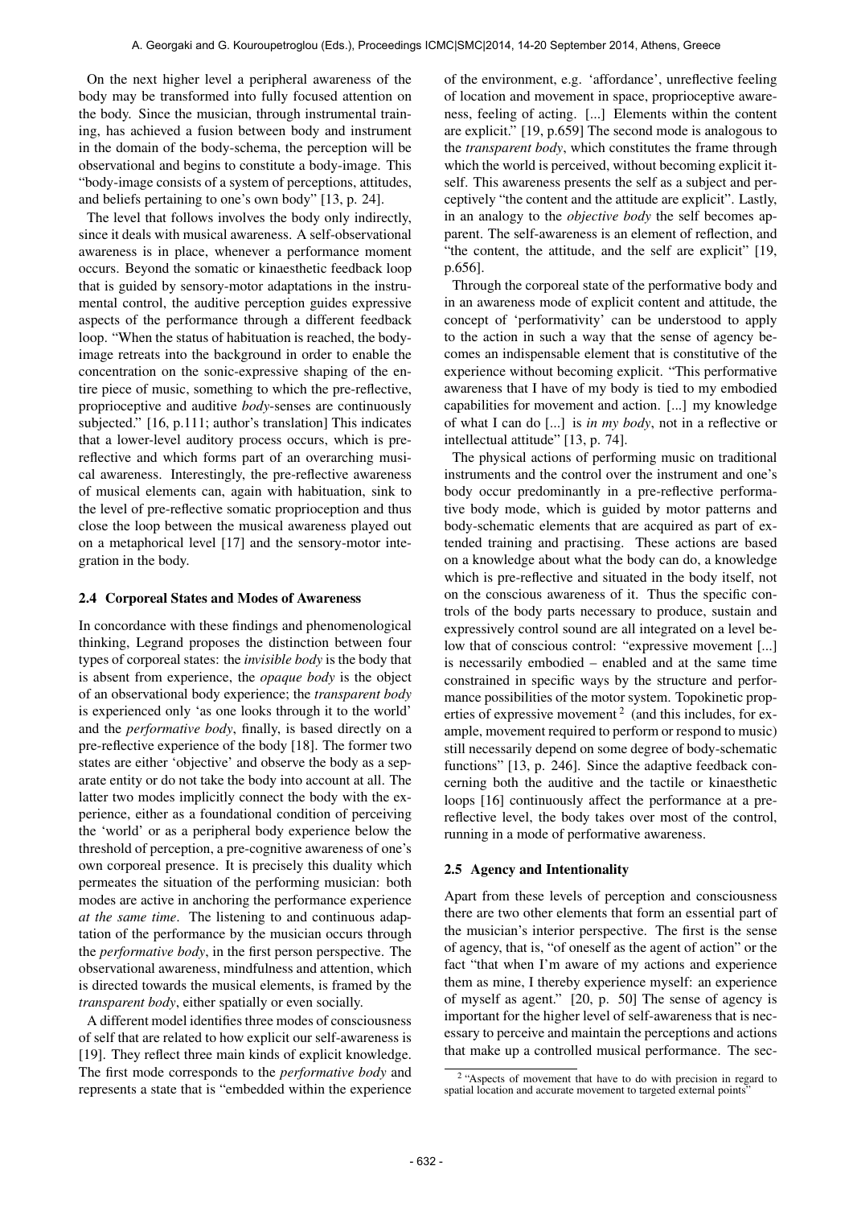On the next higher level a peripheral awareness of the body may be transformed into fully focused attention on the body. Since the musician, through instrumental training, has achieved a fusion between body and instrument in the domain of the body-schema, the perception will be observational and begins to constitute a body-image. This "body-image consists of a system of perceptions, attitudes, and beliefs pertaining to one's own body" [13, p. 24].

The level that follows involves the body only indirectly, since it deals with musical awareness. A self-observational awareness is in place, whenever a performance moment occurs. Beyond the somatic or kinaesthetic feedback loop that is guided by sensory-motor adaptations in the instrumental control, the auditive perception guides expressive aspects of the performance through a different feedback loop. "When the status of habituation is reached, the body-image retreats into the background in order to enable the concentration on the sonic-expressive shaping of the entire piece of music, something to which the pre-reflective, proprioceptive and auditive *body*-senses are continuously subjected." [16, p.111; author's translation] This indicates that a lower-level auditory process occurs, which is pre-reflective and which forms part of an overarching musical awareness. Interestingly, the pre-reflective awareness of musical elements can, again with habituation, sink to the level of pre-reflective somatic proprioception and thus close the loop between the musical awareness played out on a metaphorical level [17] and the sensory-motor integration in the body.

### 2.4 Corporeal States and Modes of Awareness

In concordance with these findings and phenomenological thinking, Legrand proposes the distinction between four types of corporeal states: the *invisible body* is the body that is absent from experience, the *opaque body* is the object of an observational body experience; the *transparent body* is experienced only 'as one looks through it to the world' and the *performative body*, finally, is based directly on a pre-reflective experience of the body [18]. The former two states are either 'objective' and observe the body as a separate entity or do not take the body into account at all. The latter two modes implicitly connect the body with the experience, either as a foundational condition of perceiving the 'world' or as a peripheral body experience below the threshold of perception, a pre-cognitive awareness of one's own corporeal presence. It is precisely this duality which permeates the situation of the performing musician: both modes are active in anchoring the performance experience *at the same time*. The listening to and continuous adaptation of the performance by the musician occurs through the *performative body*, in the first person perspective. The observational awareness, mindfulness and attention, which is directed towards the musical elements, is framed by the *transparent body*, either spatially or even socially.

A different model identifies three modes of consciousness of self that are related to how explicit our self-awareness is [19]. They reflect three main kinds of explicit knowledge. The first mode corresponds to the *performative body* and represents a state that is "embedded within the experience of the environment, e.g. 'affordance', unreflective feeling of location and movement in space, proprioceptive awareness, feeling of acting. [...] Elements within the content are explicit." [19, p.659] The second mode is analogous to the *transparent body*, which constitutes the frame through which the world is perceived, without becoming explicit itself. This awareness presents the self as a subject and perceptively "the content and the attitude are explicit". Lastly, in an analogy to the *objective body* the self becomes apparent. The self-awareness is an element of reflection, and "the content, the attitude, and the self are explicit" [19, p.656].

Through the corporeal state of the performative body and in an awareness mode of explicit content and attitude, the concept of 'performativity' can be understood to apply to the action in such a way that the sense of agency becomes an indispensable element that is constitutive of the experience without becoming explicit. "This performative awareness that I have of my body is tied to my embodied capabilities for movement and action. [...] my knowledge of what I can do [...] is *in my body*, not in a reflective or intellectual attitude" [13, p. 74].

The physical actions of performing music on traditional instruments and the control over the instrument and one's body occur predominantly in a pre-reflective performative body mode, which is guided by motor patterns and body-schematic elements that are acquired as part of extended training and practising. These actions are based on a knowledge about what the body can do, a knowledge which is pre-reflective and situated in the body itself, not on the conscious awareness of it. Thus the specific controls of the body parts necessary to produce, sustain and expressively control sound are all integrated on a level below that of conscious control: "expressive movement [...] is necessarily embodied – enabled and at the same time constrained in specific ways by the structure and performance possibilities of the motor system. Topokinetic properties of expressive movement [2] (and this includes, for example, movement required to perform or respond to music) still necessarily depend on some degree of body-schematic functions" [13, p. 246]. Since the adaptive feedback concerning both the auditive and the tactile or kinaesthetic loops [16] continuously affect the performance at a pre-reflective level, the body takes over most of the control, running in a mode of performative awareness.

### 2.5 Agency and Intentionality

Apart from these levels of perception and consciousness there are two other elements that form an essential part of the musician's interior perspective. The first is the sense of agency, that is, "of oneself as the agent of action" or the fact "that when I'm aware of my actions and experience them as mine, I thereby experience myself: an experience of myself as agent." [20, p. 50] The sense of agency is important for the higher level of self-awareness that is necessary to perceive and maintain the perceptions and actions that make up a controlled musical performance. The sec-

[2] "Aspects of movement that have to do with precision in regard to spatial location and accurate movement to targeted external points"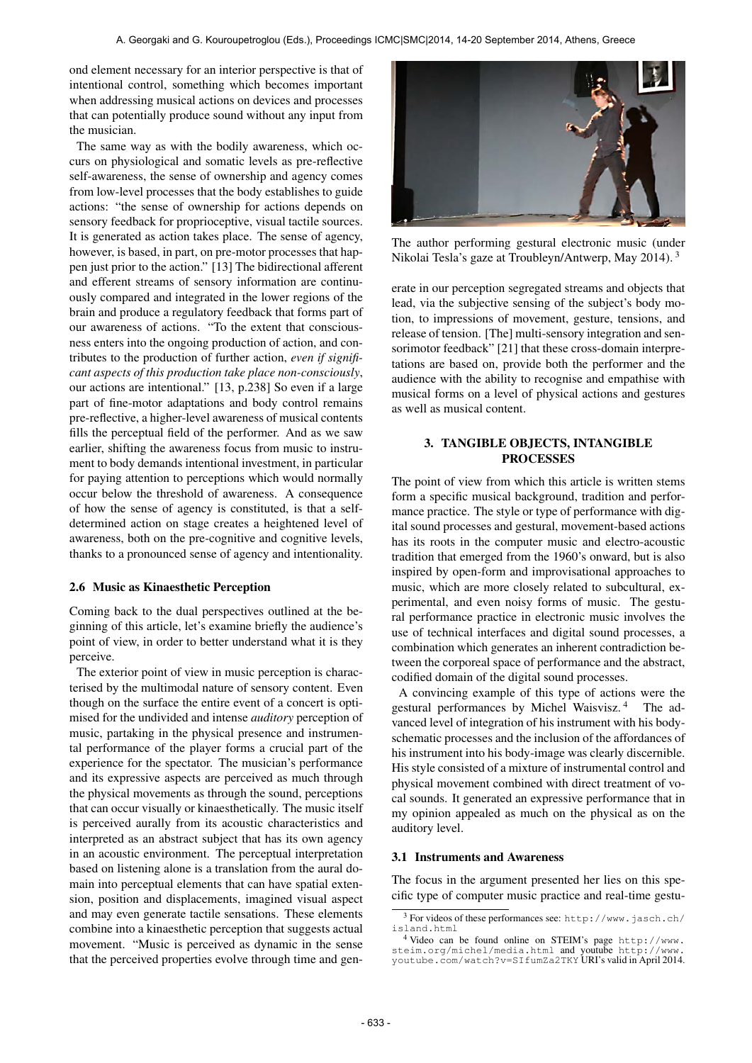ond element necessary for an interior perspective is that of intentional control, something which becomes important when addressing musical actions on devices and processes that can potentially produce sound without any input from the musician.

The same way as with the bodily awareness, which occurs on physiological and somatic levels as pre-reflective self-awareness, the sense of ownership and agency comes from low-level processes that the body establishes to guide actions: "the sense of ownership for actions depends on sensory feedback for proprioceptive, visual tactile sources. It is generated as action takes place. The sense of agency, however, is based, in part, on pre-motor processes that happen just prior to the action." [13] The bidirectional afferent and efferent streams of sensory information are continuously compared and integrated in the lower regions of the brain and produce a regulatory feedback that forms part of our awareness of actions. "To the extent that consciousness enters into the ongoing production of action, and contributes to the production of further action, *even if significant aspects of this production take place non-consciously*, our actions are intentional." [13, p.238] So even if a large part of fine-motor adaptations and body control remains pre-reflective, a higher-level awareness of musical contents fills the perceptual field of the performer. And as we saw earlier, shifting the awareness focus from music to instrument to body demands intentional investment, in particular for paying attention to perceptions which would normally occur below the threshold of awareness. A consequence of how the sense of agency is constituted, is that a self-determined action on stage creates a heightened level of awareness, both on the pre-cognitive and cognitive levels, thanks to a pronounced sense of agency and intentionality.

### 2.6 Music as Kinaesthetic Perception

Coming back to the dual perspectives outlined at the beginning of this article, let's examine briefly the audience's point of view, in order to better understand what it is they perceive.

The exterior point of view in music perception is characterised by the multimodal nature of sensory content. Even though on the surface the entire event of a concert is optimised for the undivided and intense *auditory* perception of music, partaking in the physical presence and instrumental performance of the player forms a crucial part of the experience for the spectator. The musician's performance and its expressive aspects are perceived as much through the physical movements as through the sound, perceptions that can occur visually or kinaesthetically. The music itself is perceived aurally from its acoustic characteristics and interpreted as an abstract subject that has its own agency in an acoustic environment. The perceptual interpretation based on listening alone is a translation from the aural domain into perceptual elements that can have spatial extension, position and displacements, imagined visual aspect and may even generate tactile sensations. These elements combine into a kinaesthetic perception that suggests actual movement. "Music is perceived as dynamic in the sense that the perceived properties evolve through time and generate in our perception segregated streams and objects that lead, via the subjective sensing of the subject's body motion, to impressions of movement, gesture, tensions, and release of tension. [The] multi-sensory integration and sensorimotor feedback" [21] that these cross-domain interpretations are based on, provide both the performer and the audience with the ability to recognise and empathise with musical forms on a level of physical actions and gestures as well as musical content.

The author performing gestural electronic music (under Nikolai Tesla's gaze at Troubleyn/Antwerp, May 2014). [3]

## 3. TANGIBLE OBJECTS, INTANGIBLE PROCESSES

The point of view from which this article is written stems form a specific musical background, tradition and performance practice. The style or type of performance with digital sound processes and gestural, movement-based actions has its roots in the computer music and electro-acoustic tradition that emerged from the 1960's onward, but is also inspired by open-form and improvisational approaches to music, which are more closely related to subcultural, experimental, and even noisy forms of music. The gestural performance practice in electronic music involves the use of technical interfaces and digital sound processes, a combination which generates an inherent contradiction between the corporeal space of performance and the abstract, codified domain of the digital sound processes.

A convincing example of this type of actions were the gestural performances by Michel Waisvisz. [4] The advanced level of integration of his instrument with his body-schematic processes and the inclusion of the affordances of his instrument into his body-image was clearly discernible. His style consisted of a mixture of instrumental control and physical movement combined with direct treatment of vocal sounds. It generated an expressive performance that in my opinion appealed as much on the physical as on the auditory level.

### 3.1 Instruments and Awareness

The focus in the argument presented her lies on this specific type of computer music practice and real-time gestu-

[3] For videos of these performances see: http://www.jasch.ch/island.html

[4] Video can be found online on STEIM's page http://www.steim.org/michel/media.html and youtube http://www.youtube.com/watch?v=SIfumZa2TKY URI's valid in April 2014.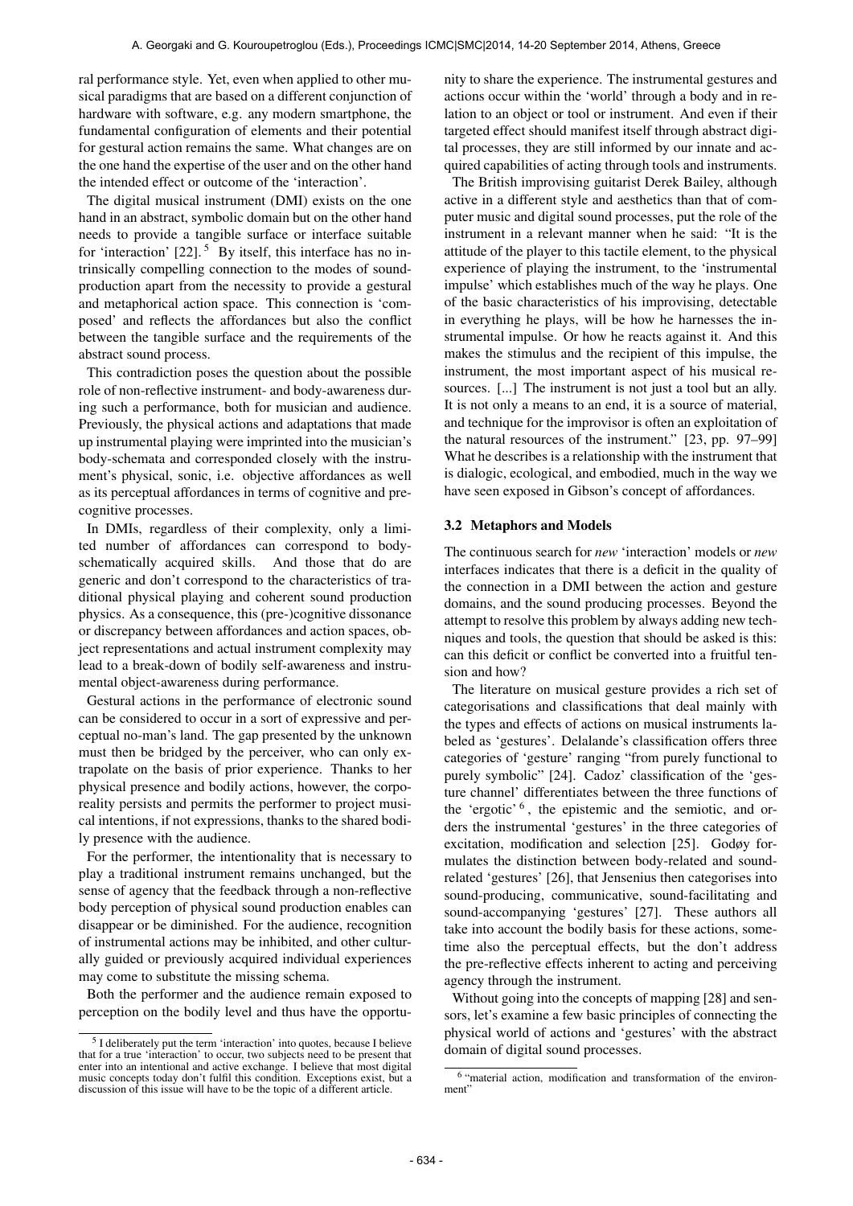ral performance style. Yet, even when applied to other musical paradigms that are based on a different conjunction of hardware with software, e.g. any modern smartphone, the fundamental configuration of elements and their potential for gestural action remains the same. What changes are on the one hand the expertise of the user and on the other hand the intended effect or outcome of the 'interaction'.

The digital musical instrument (DMI) exists on the one hand in an abstract, symbolic domain but on the other hand needs to provide a tangible surface or interface suitable for 'interaction' [22]. [5] By itself, this interface has no intrinsically compelling connection to the modes of sound-production apart from the necessity to provide a gestural and metaphorical action space. This connection is 'composed' and reflects the affordances but also the conflict between the tangible surface and the requirements of the abstract sound process.

This contradiction poses the question about the possible role of non-reflective instrument- and body-awareness during such a performance, both for musician and audience. Previously, the physical actions and adaptations that made up instrumental playing were imprinted into the musician's body-schemata and corresponded closely with the instrument's physical, sonic, i.e. objective affordances as well as its perceptual affordances in terms of cognitive and pre-cognitive processes.

In DMIs, regardless of their complexity, only a limited number of affordances can correspond to body-schematically acquired skills. And those that do are generic and don't correspond to the characteristics of traditional physical playing and coherent sound production physics. As a consequence, this (pre-)cognitive dissonance or discrepancy between affordances and action spaces, object representations and actual instrument complexity may lead to a break-down of bodily self-awareness and instrumental object-awareness during performance.

Gestural actions in the performance of electronic sound can be considered to occur in a sort of expressive and perceptual no-man's land. The gap presented by the unknown must then be bridged by the perceiver, who can only extrapolate on the basis of prior experience. Thanks to her physical presence and bodily actions, however, the corporeality persists and permits the performer to project musical intentions, if not expressions, thanks to the shared bodily presence with the audience.

For the performer, the intentionality that is necessary to play a traditional instrument remains unchanged, but the sense of agency that the feedback through a non-reflective body perception of physical sound production enables can disappear or be diminished. For the audience, recognition of instrumental actions may be inhibited, and other culturally guided or previously acquired individual experiences may come to substitute the missing schema.

Both the performer and the audience remain exposed to perception on the bodily level and thus have the opportunity to share the experience. The instrumental gestures and actions occur within the 'world' through a body and in relation to an object or tool or instrument. And even if their targeted effect should manifest itself through abstract digital processes, they are still informed by our innate and acquired capabilities of acting through tools and instruments.

The British improvising guitarist Derek Bailey, although active in a different style and aesthetics than that of computer music and digital sound processes, put the role of the instrument in a relevant manner when he said: "It is the attitude of the player to this tactile element, to the physical experience of playing the instrument, to the 'instrumental impulse' which establishes much of the way he plays. One of the basic characteristics of his improvising, detectable in everything he plays, will be how he harnesses the instrumental impulse. Or how he reacts against it. And this makes the stimulus and the recipient of this impulse, the instrument, the most important aspect of his musical resources. [...] The instrument is not just a tool but an ally. It is not only a means to an end, it is a source of material, and technique for the improvisor is often an exploitation of the natural resources of the instrument." [23, pp. 97–99] What he describes is a relationship with the instrument that is dialogic, ecological, and embodied, much in the way we have seen exposed in Gibson's concept of affordances.

### 3.2 Metaphors and Models

The continuous search for *new* 'interaction' models or *new* interfaces indicates that there is a deficit in the quality of the connection in a DMI between the action and gesture domains, and the sound producing processes. Beyond the attempt to resolve this problem by always adding new techniques and tools, the question that should be asked is this: can this deficit or conflict be converted into a fruitful tension and how?

The literature on musical gesture provides a rich set of categorisations and classifications that deal mainly with the types and effects of actions on musical instruments labeled as 'gestures'. Delalande's classification offers three categories of 'gesture' ranging "from purely functional to purely symbolic" [24]. Cadoz' classification of the 'gesture channel' differentiates between the three functions of the 'ergotic' [6], the epistemic and the semiotic, and orders the instrumental 'gestures' in the three categories of excitation, modification and selection [25]. Godøy formulates the distinction between body-related and sound-related 'gestures' [26], that Jensenius then categorises into sound-producing, communicative, sound-facilitating and sound-accompanying 'gestures' [27]. These authors all take into account the bodily basis for these actions, sometime also the perceptual effects, but the don't address the pre-reflective effects inherent to acting and perceiving agency through the instrument.

Without going into the concepts of mapping [28] and sensors, let's examine a few basic principles of connecting the physical world of actions and 'gestures' with the abstract domain of digital sound processes.

[5] I deliberately put the term 'interaction' into quotes, because I believe that for a true 'interaction' to occur, two subjects need to be present that enter into an intentional and active exchange. I believe that most digital music concepts today don't fulfil this condition. Exceptions exist, but a discussion of this issue will have to be the topic of a different article.

[6] "material action, modification and transformation of the environment"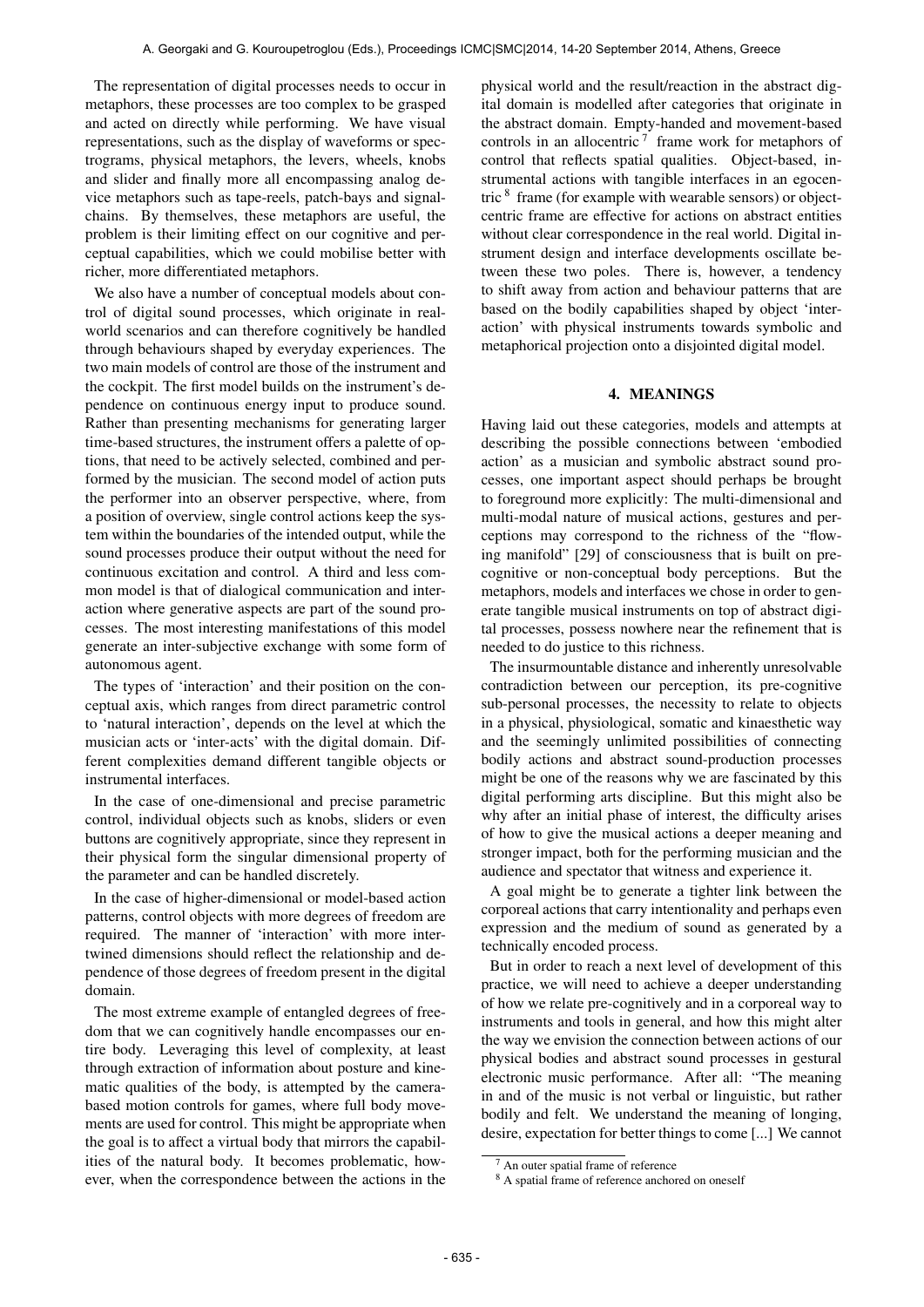The representation of digital processes needs to occur in metaphors, these processes are too complex to be grasped and acted on directly while performing. We have visual representations, such as the display of waveforms or spectrograms, physical metaphors, the levers, wheels, knobs and slider and finally more all encompassing analog device metaphors such as tape-reels, patch-bays and signal-chains. By themselves, these metaphors are useful, the problem is their limiting effect on our cognitive and perceptual capabilities, which we could mobilise better with richer, more differentiated metaphors.

We also have a number of conceptual models about control of digital sound processes, which originate in real-world scenarios and can therefore cognitively be handled through behaviours shaped by everyday experiences. The two main models of control are those of the instrument and the cockpit. The first model builds on the instrument's dependence on continuous energy input to produce sound. Rather than presenting mechanisms for generating larger time-based structures, the instrument offers a palette of options, that need to be actively selected, combined and performed by the musician. The second model of action puts the performer into an observer perspective, where, from a position of overview, single control actions keep the system within the boundaries of the intended output, while the sound processes produce their output without the need for continuous excitation and control. A third and less common model is that of dialogical communication and interaction where generative aspects are part of the sound processes. The most interesting manifestations of this model generate an inter-subjective exchange with some form of autonomous agent.

The types of 'interaction' and their position on the conceptual axis, which ranges from direct parametric control to 'natural interaction', depends on the level at which the musician acts or 'inter-acts' with the digital domain. Different complexities demand different tangible objects or instrumental interfaces.

In the case of one-dimensional and precise parametric control, individual objects such as knobs, sliders or even buttons are cognitively appropriate, since they represent in their physical form the singular dimensional property of the parameter and can be handled discretely.

In the case of higher-dimensional or model-based action patterns, control objects with more degrees of freedom are required. The manner of 'interaction' with more intertwined dimensions should reflect the relationship and dependence of those degrees of freedom present in the digital domain.

The most extreme example of entangled degrees of freedom that we can cognitively handle encompasses our entire body. Leveraging this level of complexity, at least through extraction of information about posture and kinematic qualities of the body, is attempted by the camera-based motion controls for games, where full body movements are used for control. This might be appropriate when the goal is to affect a virtual body that mirrors the capabilities of the natural body. It becomes problematic, however, when the correspondence between the actions in the physical world and the result/reaction in the abstract digital domain is modelled after categories that originate in the abstract domain. Empty-handed and movement-based controls in an allocentric [7] frame work for metaphors of control that reflects spatial qualities. Object-based, instrumental actions with tangible interfaces in an egocentric [8] frame (for example with wearable sensors) or object-centric frame are effective for actions on abstract entities without clear correspondence in the real world. Digital instrument design and interface developments oscillate between these two poles. There is, however, a tendency to shift away from action and behaviour patterns that are based on the bodily capabilities shaped by object 'interaction' with physical instruments towards symbolic and metaphorical projection onto a disjointed digital model.

## 4. MEANINGS

Having laid out these categories, models and attempts at describing the possible connections between 'embodied action' as a musician and symbolic abstract sound processes, one important aspect should perhaps be brought to foreground more explicitly: The multi-dimensional and multi-modal nature of musical actions, gestures and perceptions may correspond to the richness of the "flowing manifold" [29] of consciousness that is built on pre-cognitive or non-conceptual body perceptions. But the metaphors, models and interfaces we chose in order to generate tangible musical instruments on top of abstract digital processes, possess nowhere near the refinement that is needed to do justice to this richness.

The insurmountable distance and inherently unresolvable contradiction between our perception, its pre-cognitive sub-personal processes, the necessity to relate to objects in a physical, physiological, somatic and kinaesthetic way and the seemingly unlimited possibilities of connecting bodily actions and abstract sound-production processes might be one of the reasons why we are fascinated by this digital performing arts discipline. But this might also be why after an initial phase of interest, the difficulty arises of how to give the musical actions a deeper meaning and stronger impact, both for the performing musician and the audience and spectator that witness and experience it.

A goal might be to generate a tighter link between the corporeal actions that carry intentionality and perhaps even expression and the medium of sound as generated by a technically encoded process.

But in order to reach a next level of development of this practice, we will need to achieve a deeper understanding of how we relate pre-cognitively and in a corporeal way to instruments and tools in general, and how this might alter the way we envision the connection between actions of our physical bodies and abstract sound processes in gestural electronic music performance. After all: "The meaning in and of the music is not verbal or linguistic, but rather bodily and felt. We understand the meaning of longing, desire, expectation for better things to come [...] We cannot

[7] An outer spatial frame of reference

[8] A spatial frame of reference anchored on oneself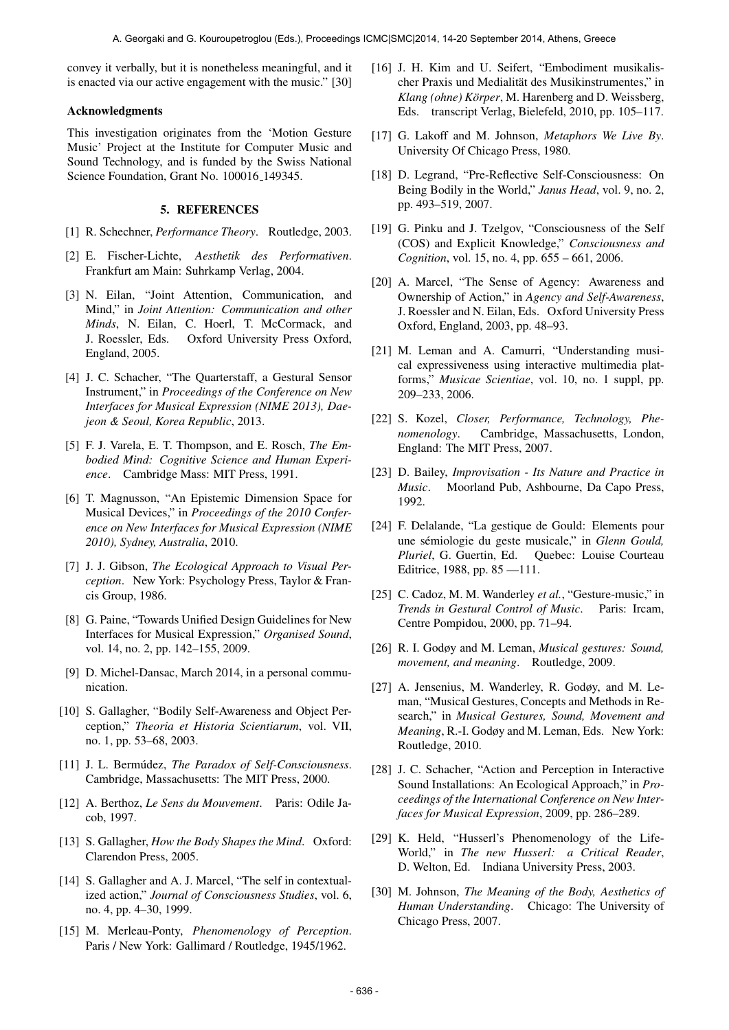convey it verbally, but it is nonetheless meaningful, and it is enacted via our active engagement with the music." [30]

**Acknowledgments**

This investigation originates from the 'Motion Gesture Music' Project at the Institute for Computer Music and Sound Technology, and is funded by the Swiss National Science Foundation, Grant No. 100016_149345.

## 5. REFERENCES

[1] R. Schechner, *Performance Theory*. Routledge, 2003.

[2] E. Fischer-Lichte, *Aesthetik des Performativen*. Frankfurt am Main: Suhrkamp Verlag, 2004.

[3] N. Eilan, "Joint Attention, Communication, and Mind," in *Joint Attention: Communication and other Minds*, N. Eilan, C. Hoerl, T. McCormack, and J. Roessler, Eds. Oxford University Press Oxford, England, 2005.

[4] J. C. Schacher, "The Quarterstaff, a Gestural Sensor Instrument," in *Proceedings of the Conference on New Interfaces for Musical Expression (NIME 2013), Daejeon & Seoul, Korea Republic*, 2013.

[5] F. J. Varela, E. T. Thompson, and E. Rosch, *The Embodied Mind: Cognitive Science and Human Experience*. Cambridge Mass: MIT Press, 1991.

[6] T. Magnusson, "An Epistemic Dimension Space for Musical Devices," in *Proceedings of the 2010 Conference on New Interfaces for Musical Expression (NIME 2010), Sydney, Australia*, 2010.

[7] J. J. Gibson, *The Ecological Approach to Visual Perception*. New York: Psychology Press, Taylor & Francis Group, 1986.

[8] G. Paine, "Towards Unified Design Guidelines for New Interfaces for Musical Expression," *Organised Sound*, vol. 14, no. 2, pp. 142–155, 2009.

[9] D. Michel-Dansac, March 2014, in a personal communication.

[10] S. Gallagher, "Bodily Self-Awareness and Object Perception," *Theoria et Historia Scientiarum*, vol. VII, no. 1, pp. 53–68, 2003.

[11] J. L. Bermúdez, *The Paradox of Self-Consciousness*. Cambridge, Massachusetts: The MIT Press, 2000.

[12] A. Berthoz, *Le Sens du Mouvement*. Paris: Odile Jacob, 1997.

[13] S. Gallagher, *How the Body Shapes the Mind*. Oxford: Clarendon Press, 2005.

[14] S. Gallagher and A. J. Marcel, "The self in contextualized action," *Journal of Consciousness Studies*, vol. 6, no. 4, pp. 4–30, 1999.

[15] M. Merleau-Ponty, *Phenomenology of Perception*. Paris / New York: Gallimard / Routledge, 1945/1962.

[16] J. H. Kim and U. Seifert, "Embodiment musikalischer Praxis und Medialität des Musikinstrumentes," in *Klang (ohne) Körper*, M. Harenberg and D. Weissberg, Eds. transcript Verlag, Bielefeld, 2010, pp. 105–117.

[17] G. Lakoff and M. Johnson, *Metaphors We Live By*. University Of Chicago Press, 1980.

[18] D. Legrand, "Pre-Reflective Self-Consciousness: On Being Bodily in the World," *Janus Head*, vol. 9, no. 2, pp. 493–519, 2007.

[19] G. Pinku and J. Tzelgov, "Consciousness of the Self (COS) and Explicit Knowledge," *Consciousness and Cognition*, vol. 15, no. 4, pp. 655 – 661, 2006.

[20] A. Marcel, "The Sense of Agency: Awareness and Ownership of Action," in *Agency and Self-Awareness*, J. Roessler and N. Eilan, Eds. Oxford University Press Oxford, England, 2003, pp. 48–93.

[21] M. Leman and A. Camurri, "Understanding musical expressiveness using interactive multimedia platforms," *Musicae Scientiae*, vol. 10, no. 1 suppl, pp. 209–233, 2006.

[22] S. Kozel, *Closer, Performance, Technology, Phenomenology*. Cambridge, Massachusetts, London, England: The MIT Press, 2007.

[23] D. Bailey, *Improvisation - Its Nature and Practice in Music*. Moorland Pub, Ashbourne, Da Capo Press, 1992.

[24] F. Delalande, "La gestique de Gould: Elements pour une sémiologie du geste musicale," in *Glenn Gould, Pluriel*, G. Guertin, Ed. Quebec: Louise Courteau Editrice, 1988, pp. 85 —111.

[25] C. Cadoz, M. M. Wanderley *et al.*, "Gesture-music," in *Trends in Gestural Control of Music*. Paris: Ircam, Centre Pompidou, 2000, pp. 71–94.

[26] R. I. Godøy and M. Leman, *Musical gestures: Sound, movement, and meaning*. Routledge, 2009.

[27] A. Jensenius, M. Wanderley, R. Godøy, and M. Leman, "Musical Gestures, Concepts and Methods in Research," in *Musical Gestures, Sound, Movement and Meaning*, R.-I. Godøy and M. Leman, Eds. New York: Routledge, 2010.

[28] J. C. Schacher, "Action and Perception in Interactive Sound Installations: An Ecological Approach," in *Proceedings of the International Conference on New Interfaces for Musical Expression*, 2009, pp. 286–289.

[29] K. Held, "Husserl's Phenomenology of the Life-World," in *The new Husserl: a Critical Reader*, D. Welton, Ed. Indiana University Press, 2003.

[30] M. Johnson, *The Meaning of the Body, Aesthetics of Human Understanding*. Chicago: The University of Chicago Press, 2007.